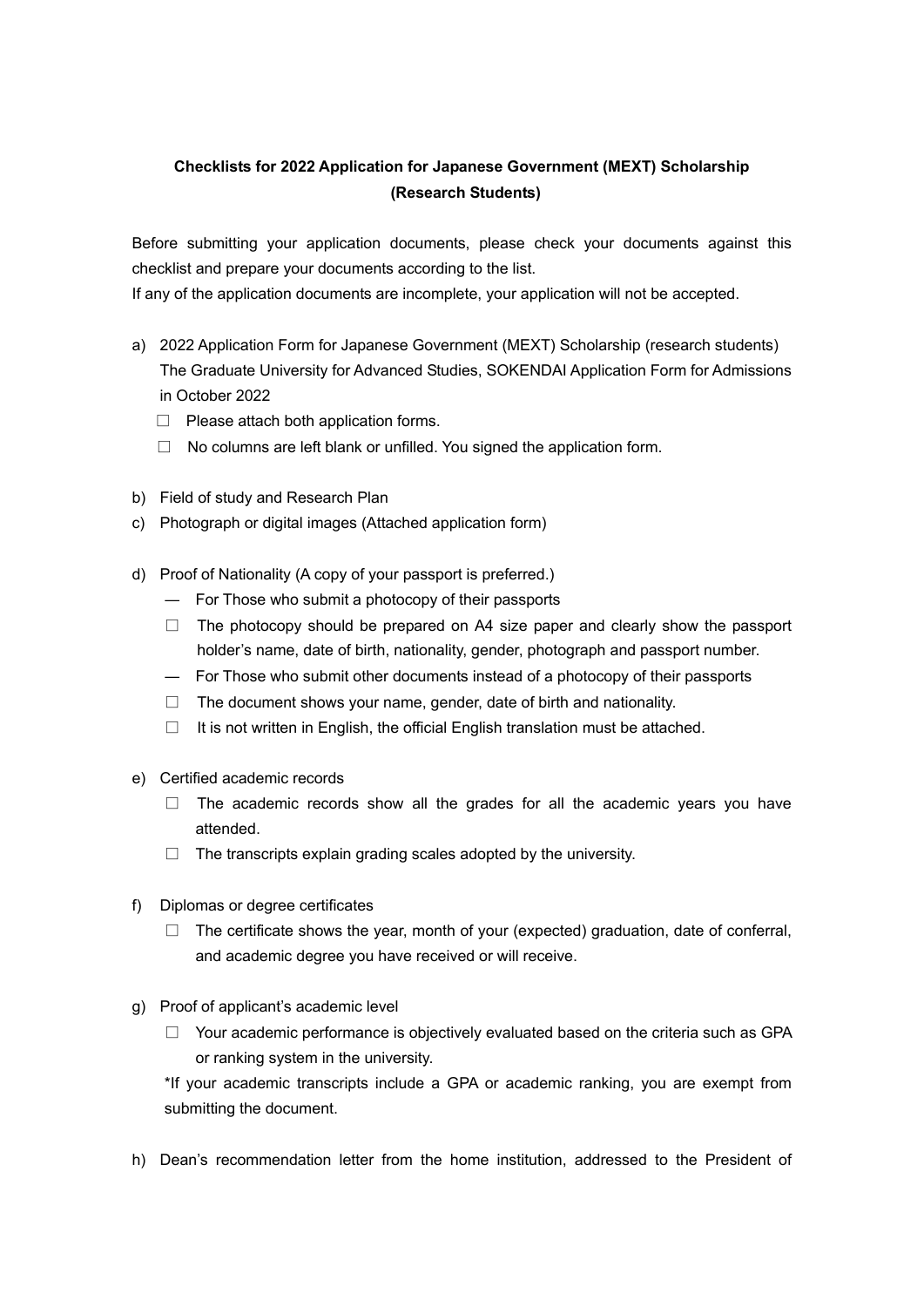**Checklists for 2022 Application for Japanese Government (MEXT) Scholarship (Research Students)**

Before submitting your application documents, please check your documents against this checklist and prepare your documents according to the list.
If any of the application documents are incomplete, your application will not be accepted.

a) 2022 Application Form for Japanese Government (MEXT) Scholarship (research students)
   The Graduate University for Advanced Studies, SOKENDAI Application Form for Admissions in October 2022
   - ☐ Please attach both application forms.
   - ☐ No columns are left blank or unfilled. You signed the application form.

b) Field of study and Research Plan

c) Photograph or digital images (Attached application form)

d) Proof of Nationality (A copy of your passport is preferred.)
   — For Those who submit a photocopy of their passports
   - ☐ The photocopy should be prepared on A4 size paper and clearly show the passport holder's name, date of birth, nationality, gender, photograph and passport number.

   — For Those who submit other documents instead of a photocopy of their passports
   - ☐ The document shows your name, gender, date of birth and nationality.
   - ☐ It is not written in English, the official English translation must be attached.

e) Certified academic records
   - ☐ The academic records show all the grades for all the academic years you have attended.
   - ☐ The transcripts explain grading scales adopted by the university.

f) Diplomas or degree certificates
   - ☐ The certificate shows the year, month of your (expected) graduation, date of conferral, and academic degree you have received or will receive.

g) Proof of applicant's academic level
   - ☐ Your academic performance is objectively evaluated based on the criteria such as GPA or ranking system in the university.

   *If your academic transcripts include a GPA or academic ranking, you are exempt from submitting the document.

h) Dean's recommendation letter from the home institution, addressed to the President of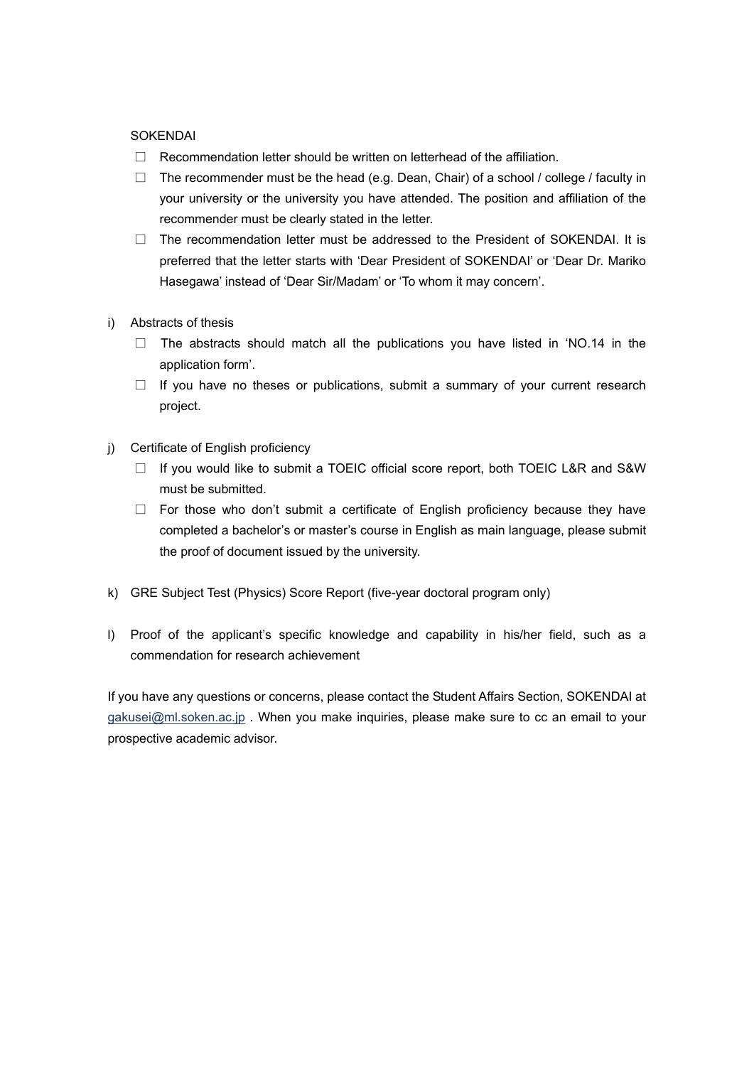SOKENDAI

- ☐ Recommendation letter should be written on letterhead of the affiliation.
- ☐ The recommender must be the head (e.g. Dean, Chair) of a school / college / faculty in your university or the university you have attended. The position and affiliation of the recommender must be clearly stated in the letter.
- ☐ The recommendation letter must be addressed to the President of SOKENDAI. It is preferred that the letter starts with 'Dear President of SOKENDAI' or 'Dear Dr. Mariko Hasegawa' instead of 'Dear Sir/Madam' or 'To whom it may concern'.

i) Abstracts of thesis

- ☐ The abstracts should match all the publications you have listed in 'NO.14 in the application form'.
- ☐ If you have no theses or publications, submit a summary of your current research project.

j) Certificate of English proficiency

- ☐ If you would like to submit a TOEIC official score report, both TOEIC L&R and S&W must be submitted.
- ☐ For those who don't submit a certificate of English proficiency because they have completed a bachelor's or master's course in English as main language, please submit the proof of document issued by the university.

k) GRE Subject Test (Physics) Score Report (five-year doctoral program only)

l) Proof of the applicant's specific knowledge and capability in his/her field, such as a commendation for research achievement

If you have any questions or concerns, please contact the Student Affairs Section, SOKENDAI at gakusei@ml.soken.ac.jp . When you make inquiries, please make sure to cc an email to your prospective academic advisor.